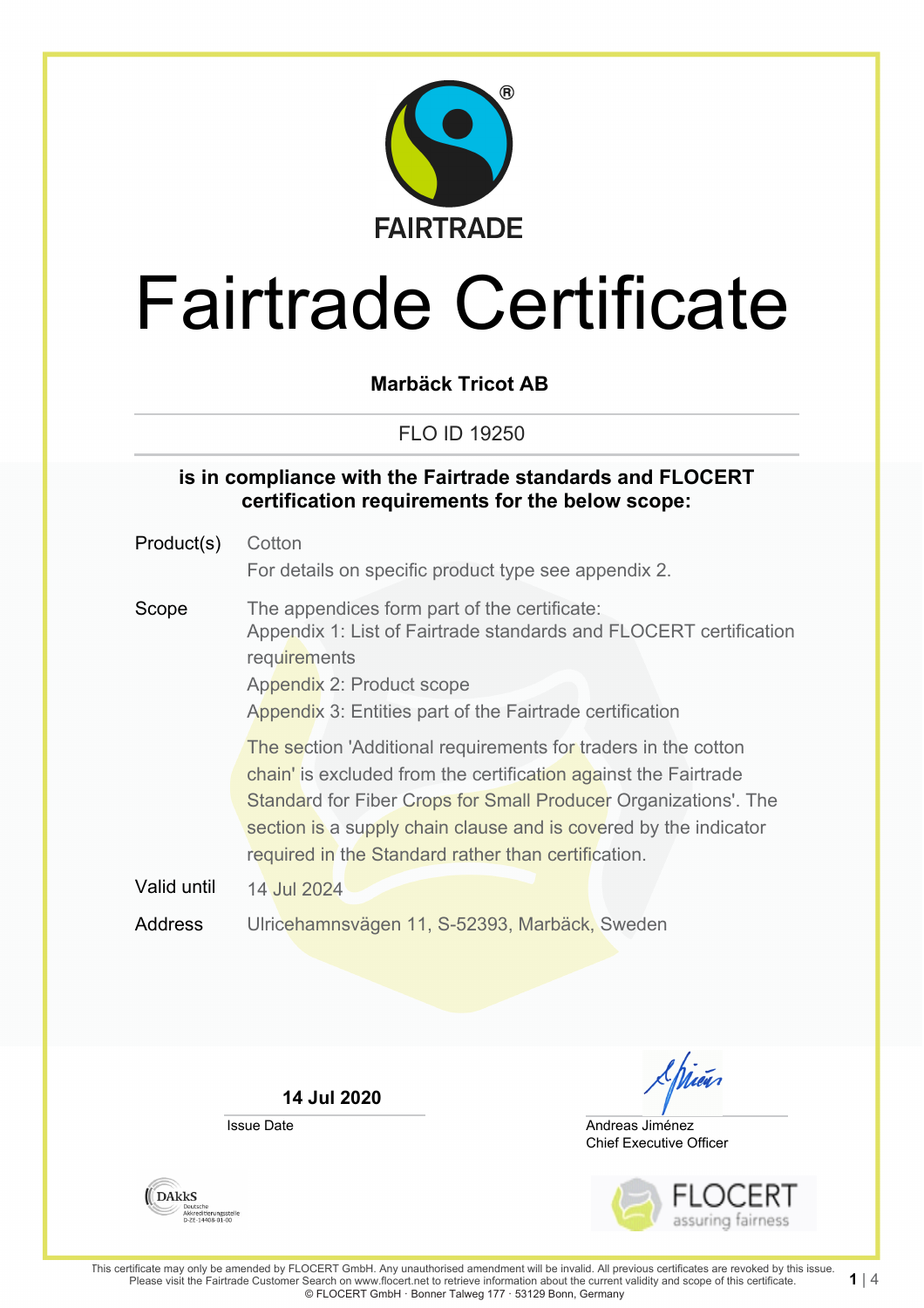FAIRTRADE

# Fairtrade Certificate

**Marbäck Tricot AB**

FLO ID 19250

**is in compliance with the Fairtrade standards and FLOCERT certification requirements for the below scope:**

| | |
|---|---|
| Product(s) | Cotton<br>For details on specific product type see appendix 2. |
| Scope | The appendices form part of the certificate:<br>Appendix 1: List of Fairtrade standards and FLOCERT certification requirements<br>Appendix 2: Product scope<br>Appendix 3: Entities part of the Fairtrade certification<br><br>The section 'Additional requirements for traders in the cotton chain' is excluded from the certification against the Fairtrade Standard for Fiber Crops for Small Producer Organizations'. The section is a supply chain clause and is covered by the indicator required in the Standard rather than certification. |
| Valid until | 14 Jul 2024 |
| Address | Ulricehamnsvägen 11, S-52393, Marbäck, Sweden |

**14 Jul 2020**
Issue Date

Andreas Jiménez
Chief Executive Officer

DAkkS Deutsche Akkreditierungsstelle D-ZE-14408-01-00

FLOCERT assuring fairness

This certificate may only be amended by FLOCERT GmbH. Any unauthorised amendment will be invalid. All previous certificates are revoked by this issue. Please visit the Fairtrade Customer Search on www.flocert.net to retrieve information about the current validity and scope of this certificate.
© FLOCERT GmbH · Bonner Talweg 177 · 53129 Bonn, Germany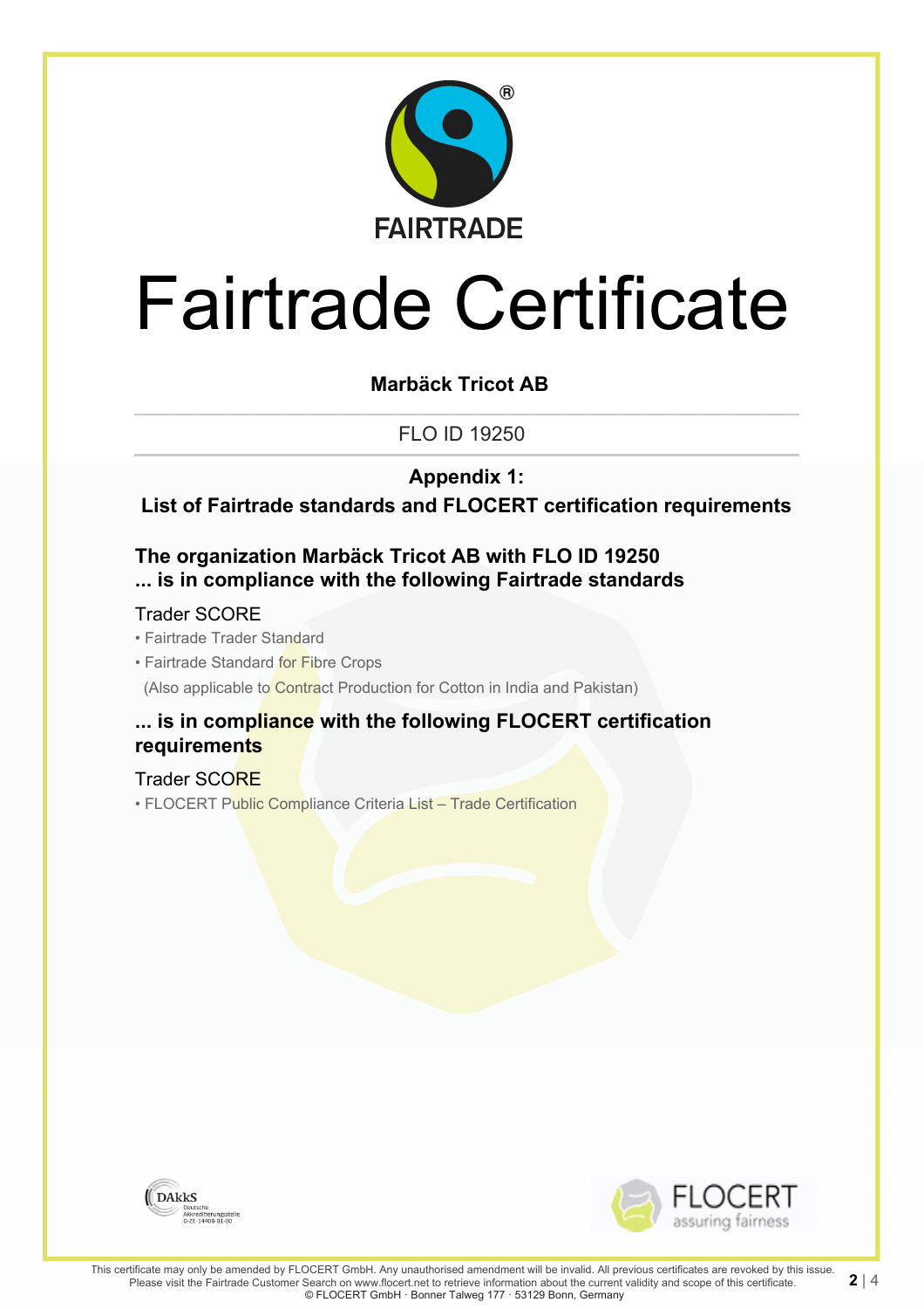FAIRTRADE

# Fairtrade Certificate

**Marbäck Tricot AB**

FLO ID 19250

**Appendix 1:**
**List of Fairtrade standards and FLOCERT certification requirements**

## The organization Marbäck Tricot AB with FLO ID 19250 ... is in compliance with the following Fairtrade standards

Trader SCORE

- Fairtrade Trader Standard
- Fairtrade Standard for Fibre Crops
  (Also applicable to Contract Production for Cotton in India and Pakistan)

## ... is in compliance with the following FLOCERT certification requirements

Trader SCORE

- FLOCERT Public Compliance Criteria List – Trade Certification

DAkkS Deutsche Akkreditierungsstelle D-ZE-14408-01-00

FLOCERT assuring fairness

This certificate may only be amended by FLOCERT GmbH. Any unauthorised amendment will be invalid. All previous certificates are revoked by this issue. Please visit the Fairtrade Customer Search on www.flocert.net to retrieve information about the current validity and scope of this certificate.
© FLOCERT GmbH · Bonner Talweg 177 · 53129 Bonn, Germany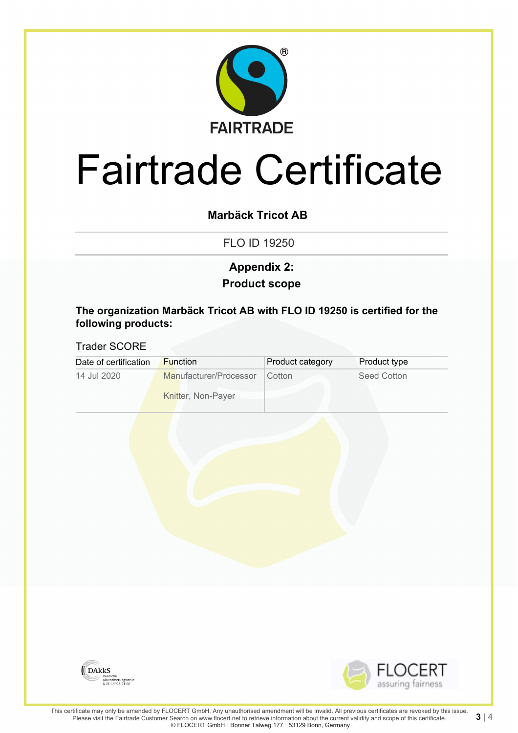FAIRTRADE

# Fairtrade Certificate

**Marbäck Tricot AB**

FLO ID 19250

**Appendix 2:**
**Product scope**

**The organization Marbäck Tricot AB with FLO ID 19250 is certified for the following products:**

Trader SCORE

| Date of certification | Function | Product category | Product type |
|---|---|---|---|
| 14 Jul 2020 | Manufacturer/Processor<br><br>Knitter, Non-Payer | Cotton | Seed Cotton |

DAkkS Deutsche Akkreditierungsstelle D-ZE-14408-01-00

FLOCERT assuring fairness

This certificate may only be amended by FLOCERT GmbH. Any unauthorised amendment will be invalid. All previous certificates are revoked by this issue. Please visit the Fairtrade Customer Search on www.flocert.net to retrieve information about the current validity and scope of this certificate.
© FLOCERT GmbH · Bonner Talweg 177 · 53129 Bonn, Germany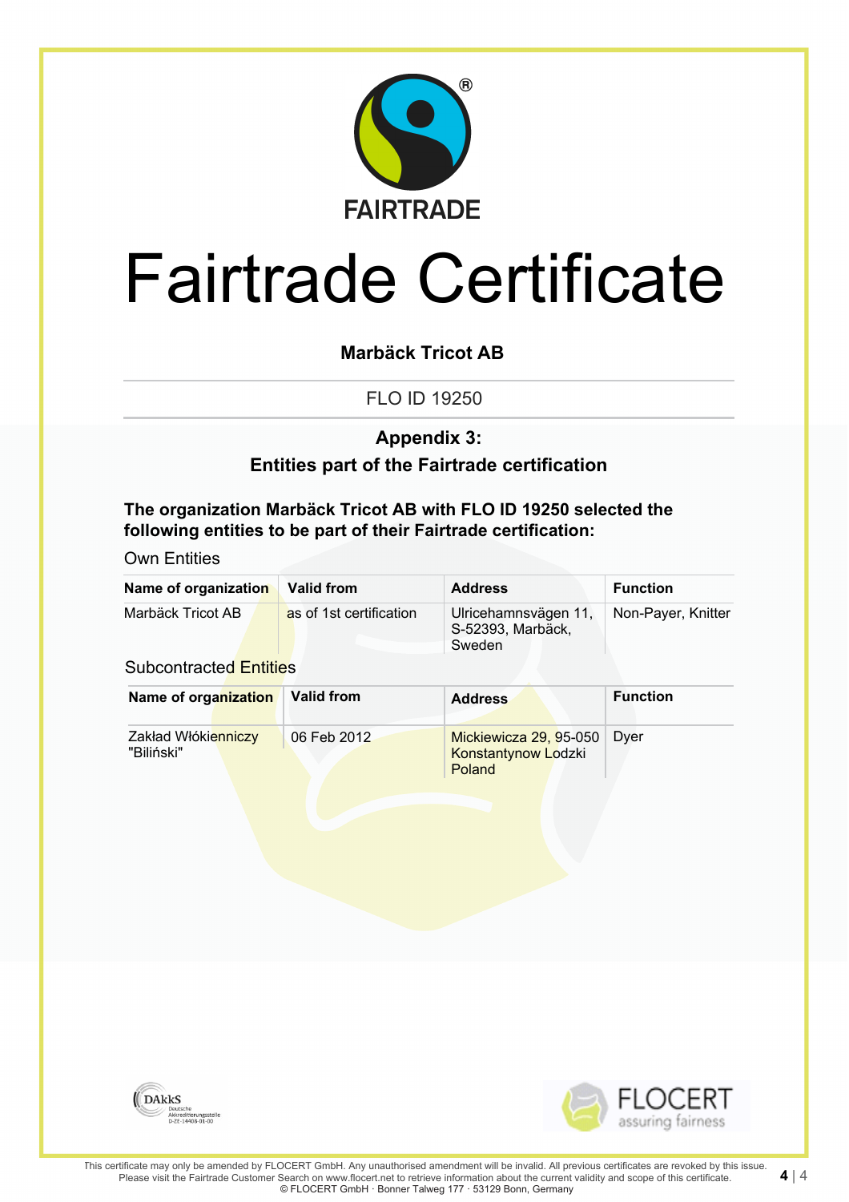FAIRTRADE

# Fairtrade Certificate

**Marbäck Tricot AB**

FLO ID 19250

### Appendix 3:
### Entities part of the Fairtrade certification

**The organization Marbäck Tricot AB with FLO ID 19250 selected the following entities to be part of their Fairtrade certification:**

Own Entities

| Name of organization | Valid from | Address | Function |
|---|---|---|---|
| Marbäck Tricot AB | as of 1st certification | Ulricehamnsvägen 11, S-52393, Marbäck, Sweden | Non-Payer, Knitter |

Subcontracted Entities

| Name of organization | Valid from | Address | Function |
|---|---|---|---|
| Zakład Włókienniczy "Biliński" | 06 Feb 2012 | Mickiewicza 29, 95-050 Konstantynow Lodzki Poland | Dyer |

DAkkS Deutsche Akkreditierungsstelle D-ZE-14408-01-00

FLOCERT assuring fairness

This certificate may only be amended by FLOCERT GmbH. Any unauthorised amendment will be invalid. All previous certificates are revoked by this issue. Please visit the Fairtrade Customer Search on www.flocert.net to retrieve information about the current validity and scope of this certificate.
© FLOCERT GmbH · Bonner Talweg 177 · 53129 Bonn, Germany